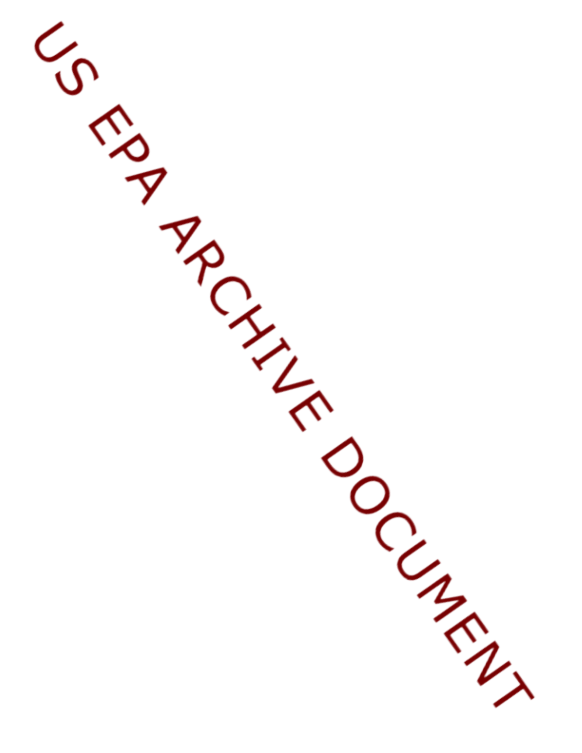US EPA ARCHIVE DOCUMENT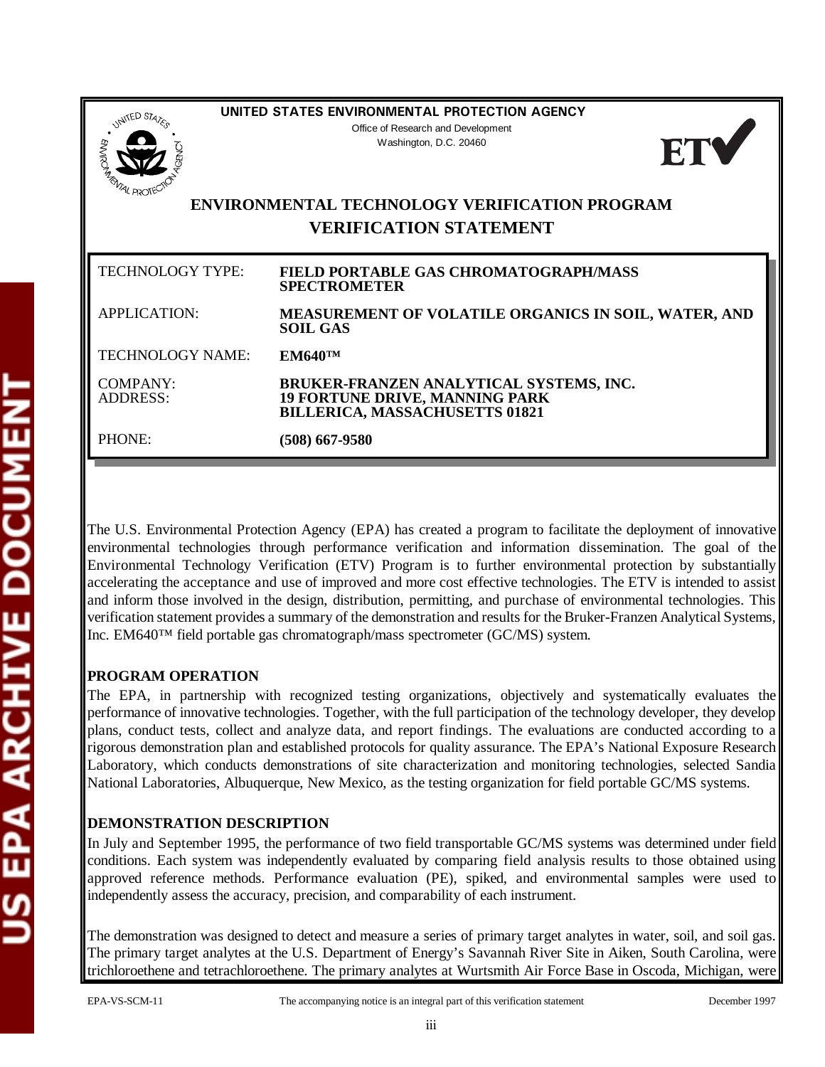**UNITED STATES ENVIRONMENTAL PROTECTION AGENCY**

Office of Research and Development
Washington, D.C. 20460

# ENVIRONMENTAL TECHNOLOGY VERIFICATION PROGRAM
# VERIFICATION STATEMENT

| | |
|---|---|
| TECHNOLOGY TYPE: | **FIELD PORTABLE GAS CHROMATOGRAPH/MASS SPECTROMETER** |
| APPLICATION: | **MEASUREMENT OF VOLATILE ORGANICS IN SOIL, WATER, AND SOIL GAS** |
| TECHNOLOGY NAME: | **EM640™** |
| COMPANY: ADDRESS: | **BRUKER-FRANZEN ANALYTICAL SYSTEMS, INC. 19 FORTUNE DRIVE, MANNING PARK BILLERICA, MASSACHUSETTS 01821** |
| PHONE: | **(508) 667-9580** |

The U.S. Environmental Protection Agency (EPA) has created a program to facilitate the deployment of innovative environmental technologies through performance verification and information dissemination. The goal of the Environmental Technology Verification (ETV) Program is to further environmental protection by substantially accelerating the acceptance and use of improved and more cost effective technologies. The ETV is intended to assist and inform those involved in the design, distribution, permitting, and purchase of environmental technologies. This verification statement provides a summary of the demonstration and results for the Bruker-Franzen Analytical Systems, Inc. EM640™ field portable gas chromatograph/mass spectrometer (GC/MS) system.

**PROGRAM OPERATION**

The EPA, in partnership with recognized testing organizations, objectively and systematically evaluates the performance of innovative technologies. Together, with the full participation of the technology developer, they develop plans, conduct tests, collect and analyze data, and report findings. The evaluations are conducted according to a rigorous demonstration plan and established protocols for quality assurance. The EPA's National Exposure Research Laboratory, which conducts demonstrations of site characterization and monitoring technologies, selected Sandia National Laboratories, Albuquerque, New Mexico, as the testing organization for field portable GC/MS systems.

**DEMONSTRATION DESCRIPTION**

In July and September 1995, the performance of two field transportable GC/MS systems was determined under field conditions. Each system was independently evaluated by comparing field analysis results to those obtained using approved reference methods. Performance evaluation (PE), spiked, and environmental samples were used to independently assess the accuracy, precision, and comparability of each instrument.

The demonstration was designed to detect and measure a series of primary target analytes in water, soil, and soil gas. The primary target analytes at the U.S. Department of Energy's Savannah River Site in Aiken, South Carolina, were trichloroethene and tetrachloroethene. The primary analytes at Wurtsmith Air Force Base in Oscoda, Michigan, were

EPA-VS-SCM-11 The accompanying notice is an integral part of this verification statement December 1997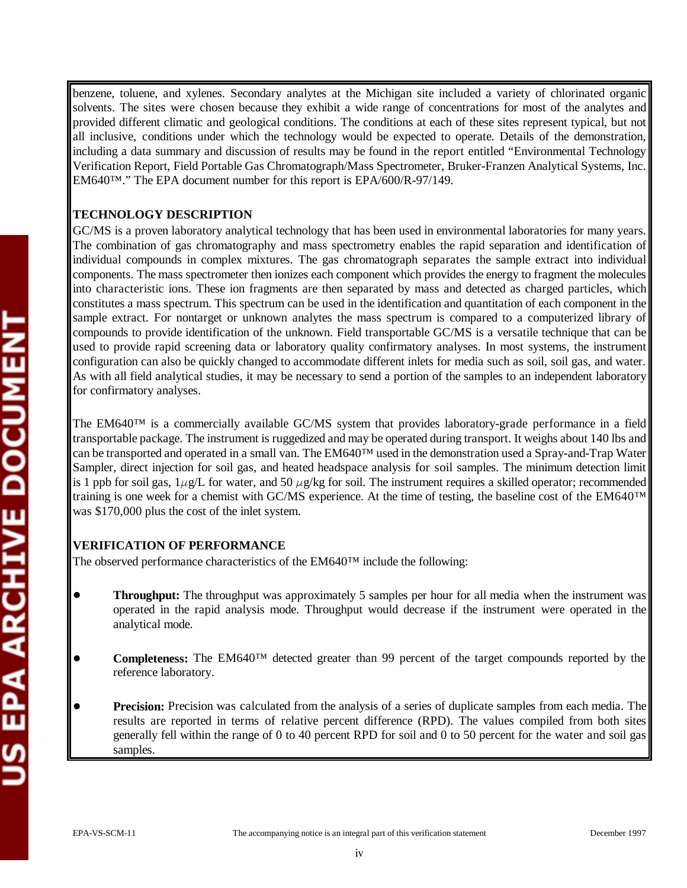benzene, toluene, and xylenes. Secondary analytes at the Michigan site included a variety of chlorinated organic solvents. The sites were chosen because they exhibit a wide range of concentrations for most of the analytes and provided different climatic and geological conditions. The conditions at each of these sites represent typical, but not all inclusive, conditions under which the technology would be expected to operate. Details of the demonstration, including a data summary and discussion of results may be found in the report entitled "Environmental Technology Verification Report, Field Portable Gas Chromatograph/Mass Spectrometer, Bruker-Franzen Analytical Systems, Inc. EM640™." The EPA document number for this report is EPA/600/R-97/149.

**TECHNOLOGY DESCRIPTION**

GC/MS is a proven laboratory analytical technology that has been used in environmental laboratories for many years. The combination of gas chromatography and mass spectrometry enables the rapid separation and identification of individual compounds in complex mixtures. The gas chromatograph separates the sample extract into individual components. The mass spectrometer then ionizes each component which provides the energy to fragment the molecules into characteristic ions. These ion fragments are then separated by mass and detected as charged particles, which constitutes a mass spectrum. This spectrum can be used in the identification and quantitation of each component in the sample extract. For nontarget or unknown analytes the mass spectrum is compared to a computerized library of compounds to provide identification of the unknown. Field transportable GC/MS is a versatile technique that can be used to provide rapid screening data or laboratory quality confirmatory analyses. In most systems, the instrument configuration can also be quickly changed to accommodate different inlets for media such as soil, soil gas, and water. As with all field analytical studies, it may be necessary to send a portion of the samples to an independent laboratory for confirmatory analyses.

The EM640™ is a commercially available GC/MS system that provides laboratory-grade performance in a field transportable package. The instrument is ruggedized and may be operated during transport. It weighs about 140 lbs and can be transported and operated in a small van. The EM640™ used in the demonstration used a Spray-and-Trap Water Sampler, direct injection for soil gas, and heated headspace analysis for soil samples. The minimum detection limit is 1 ppb for soil gas, 1$\mu$g/L for water, and 50 $\mu$g/kg for soil. The instrument requires a skilled operator; recommended training is one week for a chemist with GC/MS experience. At the time of testing, the baseline cost of the EM640™ was $170,000 plus the cost of the inlet system.

**VERIFICATION OF PERFORMANCE**

The observed performance characteristics of the EM640™ include the following:

- **Throughput:** The throughput was approximately 5 samples per hour for all media when the instrument was operated in the rapid analysis mode. Throughput would decrease if the instrument were operated in the analytical mode.

- **Completeness:** The EM640™ detected greater than 99 percent of the target compounds reported by the reference laboratory.

- **Precision:** Precision was calculated from the analysis of a series of duplicate samples from each media. The results are reported in terms of relative percent difference (RPD). The values compiled from both sites generally fell within the range of 0 to 40 percent RPD for soil and 0 to 50 percent for the water and soil gas samples.

EPA-VS-SCM-11 The accompanying notice is an integral part of this verification statement December 1997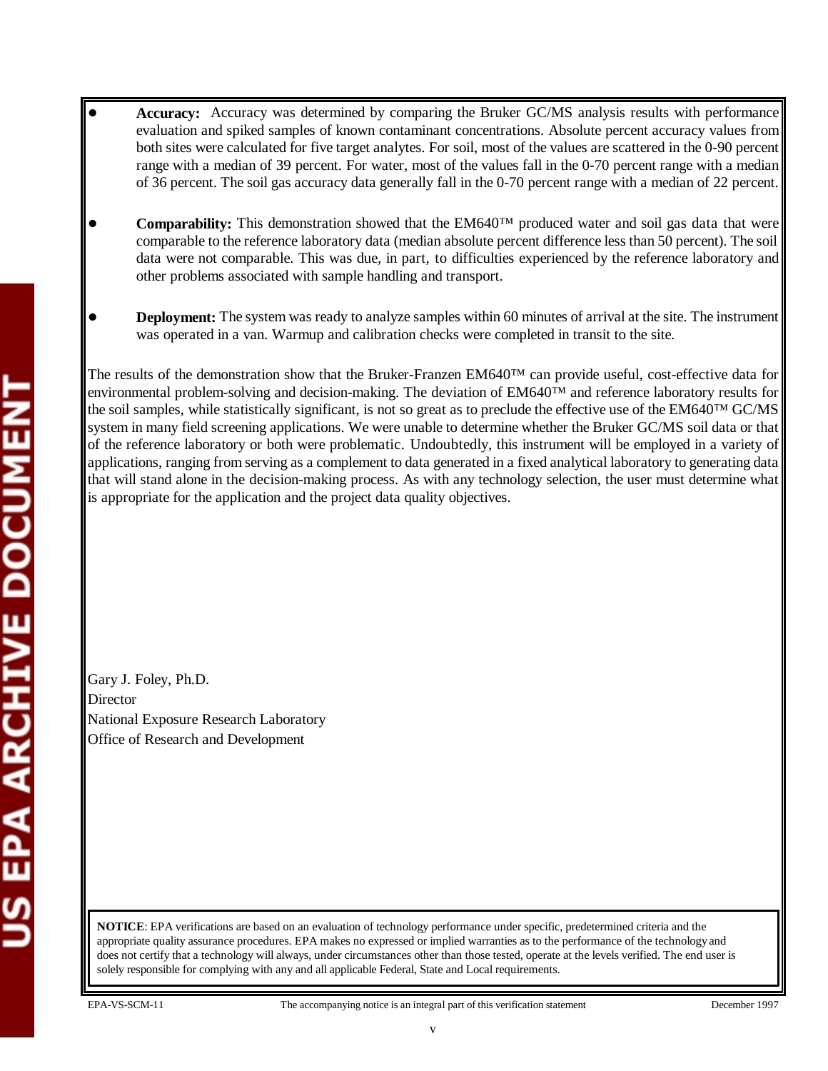- **Accuracy:** Accuracy was determined by comparing the Bruker GC/MS analysis results with performance evaluation and spiked samples of known contaminant concentrations. Absolute percent accuracy values from both sites were calculated for five target analytes. For soil, most of the values are scattered in the 0-90 percent range with a median of 39 percent. For water, most of the values fall in the 0-70 percent range with a median of 36 percent. The soil gas accuracy data generally fall in the 0-70 percent range with a median of 22 percent.

- **Comparability:** This demonstration showed that the EM640™ produced water and soil gas data that were comparable to the reference laboratory data (median absolute percent difference less than 50 percent). The soil data were not comparable. This was due, in part, to difficulties experienced by the reference laboratory and other problems associated with sample handling and transport.

- **Deployment:** The system was ready to analyze samples within 60 minutes of arrival at the site. The instrument was operated in a van. Warmup and calibration checks were completed in transit to the site.

The results of the demonstration show that the Bruker-Franzen EM640™ can provide useful, cost-effective data for environmental problem-solving and decision-making. The deviation of EM640™ and reference laboratory results for the soil samples, while statistically significant, is not so great as to preclude the effective use of the EM640™ GC/MS system in many field screening applications. We were unable to determine whether the Bruker GC/MS soil data or that of the reference laboratory or both were problematic. Undoubtedly, this instrument will be employed in a variety of applications, ranging from serving as a complement to data generated in a fixed analytical laboratory to generating data that will stand alone in the decision-making process. As with any technology selection, the user must determine what is appropriate for the application and the project data quality objectives.

Gary J. Foley, Ph.D.
Director
National Exposure Research Laboratory
Office of Research and Development

**NOTICE**: EPA verifications are based on an evaluation of technology performance under specific, predetermined criteria and the appropriate quality assurance procedures. EPA makes no expressed or implied warranties as to the performance of the technology and does not certify that a technology will always, under circumstances other than those tested, operate at the levels verified. The end user is solely responsible for complying with any and all applicable Federal, State and Local requirements.

EPA-VS-SCM-11 The accompanying notice is an integral part of this verification statement December 1997